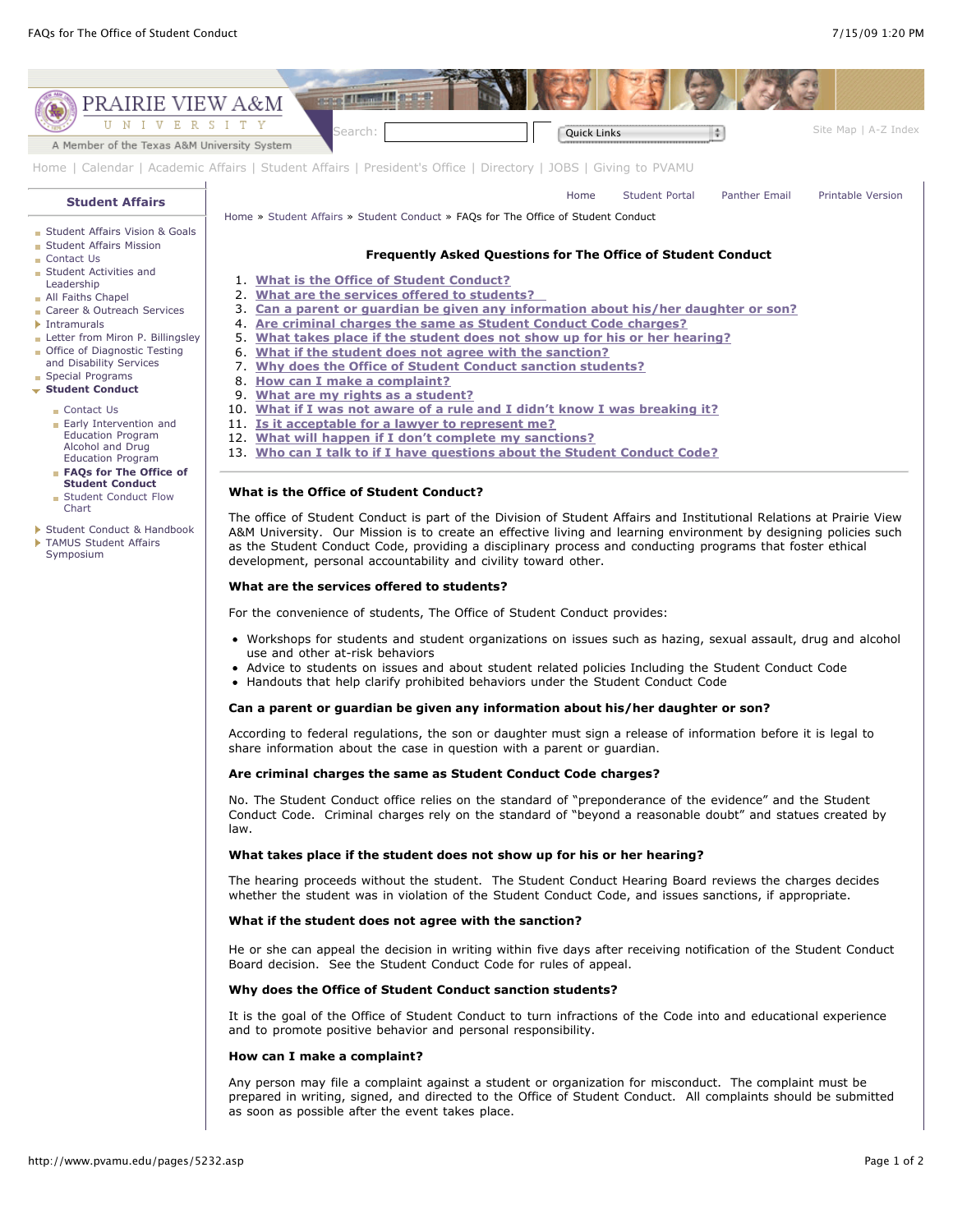Home » Student Affairs » Student Conduct » FAQs for The Office of Student Conduct

## Frequently Asked Questions for The Office of Student Conduct

1. What is the Office of Student Conduct?
2. What are the services offered to students?
3. Can a parent or guardian be given any information about his/her daughter or son?
4. Are criminal charges the same as Student Conduct Code charges?
5. What takes place if the student does not show up for his or her hearing?
6. What if the student does not agree with the sanction?
7. Why does the Office of Student Conduct sanction students?
8. How can I make a complaint?
9. What are my rights as a student?
10. What if I was not aware of a rule and I didn't know I was breaking it?
11. Is it acceptable for a lawyer to represent me?
12. What will happen if I don't complete my sanctions?
13. Who can I talk to if I have questions about the Student Conduct Code?

---

**What is the Office of Student Conduct?**

The office of Student Conduct is part of the Division of Student Affairs and Institutional Relations at Prairie View A&M University. Our Mission is to create an effective living and learning environment by designing policies such as the Student Conduct Code, providing a disciplinary process and conducting programs that foster ethical development, personal accountability and civility toward other.

**What are the services offered to students?**

For the convenience of students, The Office of Student Conduct provides:

- Workshops for students and student organizations on issues such as hazing, sexual assault, drug and alcohol use and other at-risk behaviors
- Advice to students on issues and about student related policies Including the Student Conduct Code
- Handouts that help clarify prohibited behaviors under the Student Conduct Code

**Can a parent or guardian be given any information about his/her daughter or son?**

According to federal regulations, the son or daughter must sign a release of information before it is legal to share information about the case in question with a parent or guardian.

**Are criminal charges the same as Student Conduct Code charges?**

No. The Student Conduct office relies on the standard of "preponderance of the evidence" and the Student Conduct Code. Criminal charges rely on the standard of "beyond a reasonable doubt" and statues created by law.

**What takes place if the student does not show up for his or her hearing?**

The hearing proceeds without the student. The Student Conduct Hearing Board reviews the charges decides whether the student was in violation of the Student Conduct Code, and issues sanctions, if appropriate.

**What if the student does not agree with the sanction?**

He or she can appeal the decision in writing within five days after receiving notification of the Student Conduct Board decision. See the Student Conduct Code for rules of appeal.

**Why does the Office of Student Conduct sanction students?**

It is the goal of the Office of Student Conduct to turn infractions of the Code into and educational experience and to promote positive behavior and personal responsibility.

**How can I make a complaint?**

Any person may file a complaint against a student or organization for misconduct. The complaint must be prepared in writing, signed, and directed to the Office of Student Conduct. All complaints should be submitted as soon as possible after the event takes place.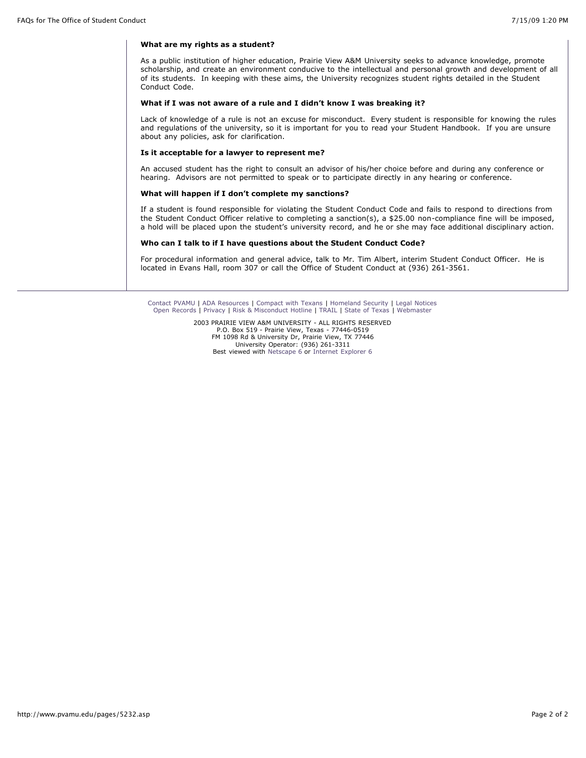**What are my rights as a student?**

As a public institution of higher education, Prairie View A&M University seeks to advance knowledge, promote scholarship, and create an environment conducive to the intellectual and personal growth and development of all of its students. In keeping with these aims, the University recognizes student rights detailed in the Student Conduct Code.

**What if I was not aware of a rule and I didn't know I was breaking it?**

Lack of knowledge of a rule is not an excuse for misconduct. Every student is responsible for knowing the rules and regulations of the university, so it is important for you to read your Student Handbook. If you are unsure about any policies, ask for clarification.

**Is it acceptable for a lawyer to represent me?**

An accused student has the right to consult an advisor of his/her choice before and during any conference or hearing. Advisors are not permitted to speak or to participate directly in any hearing or conference.

**What will happen if I don't complete my sanctions?**

If a student is found responsible for violating the Student Conduct Code and fails to respond to directions from the Student Conduct Officer relative to completing a sanction(s), a $25.00 non-compliance fine will be imposed, a hold will be placed upon the student's university record, and he or she may face additional disciplinary action.

**Who can I talk to if I have questions about the Student Conduct Code?**

For procedural information and general advice, talk to Mr. Tim Albert, interim Student Conduct Officer. He is located in Evans Hall, room 307 or call the Office of Student Conduct at (936) 261-3561.

Contact PVAMU | ADA Resources | Compact with Texans | Homeland Security | Legal Notices
Open Records | Privacy | Risk & Misconduct Hotline | TRAIL | State of Texas | Webmaster

2003 PRAIRIE VIEW A&M UNIVERSITY - ALL RIGHTS RESERVED
P.O. Box 519 - Prairie View, Texas - 77446-0519
FM 1098 Rd & University Dr, Prairie View, TX 77446
University Operator: (936) 261-3311
Best viewed with Netscape 6 or Internet Explorer 6